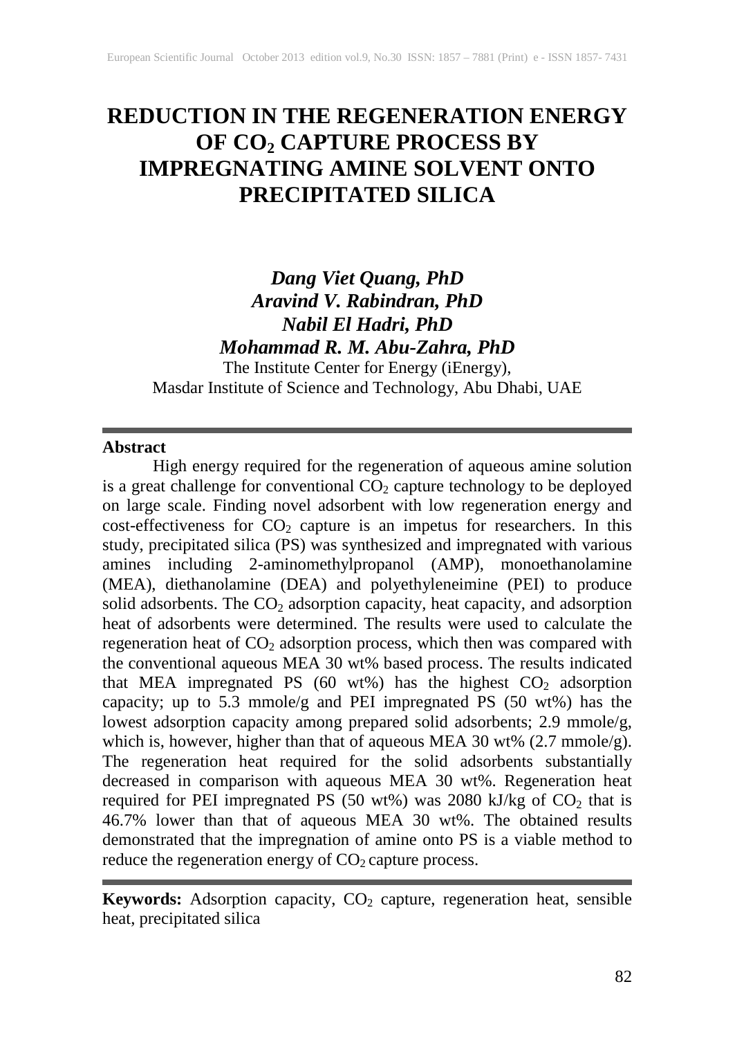# REDUCTION IN THE REGENERATION ENERGY OF $CO_2$ CAPTURE PROCESS BY IMPREGNATING AMINE SOLVENT ONTO PRECIPITATED SILICA

***Dang Viet Quang, PhD***
***Aravind V. Rabindran, PhD***
***Nabil El Hadri, PhD***
***Mohammad R. M. Abu-Zahra, PhD***

The Institute Center for Energy (iEnergy),
Masdar Institute of Science and Technology, Abu Dhabi, UAE

---

**Abstract**

High energy required for the regeneration of aqueous amine solution is a great challenge for conventional $CO_2$ capture technology to be deployed on large scale. Finding novel adsorbent with low regeneration energy and cost-effectiveness for $CO_2$ capture is an impetus for researchers. In this study, precipitated silica (PS) was synthesized and impregnated with various amines including 2-aminomethylpropanol (AMP), monoethanolamine (MEA), diethanolamine (DEA) and polyethyleneimine (PEI) to produce solid adsorbents. The $CO_2$ adsorption capacity, heat capacity, and adsorption heat of adsorbents were determined. The results were used to calculate the regeneration heat of $CO_2$ adsorption process, which then was compared with the conventional aqueous MEA 30 wt% based process. The results indicated that MEA impregnated PS (60 wt%) has the highest $CO_2$ adsorption capacity; up to 5.3 mmole/g and PEI impregnated PS (50 wt%) has the lowest adsorption capacity among prepared solid adsorbents; 2.9 mmole/g, which is, however, higher than that of aqueous MEA 30 wt% (2.7 mmole/g). The regeneration heat required for the solid adsorbents substantially decreased in comparison with aqueous MEA 30 wt%. Regeneration heat required for PEI impregnated PS (50 wt%) was 2080 kJ/kg of $CO_2$ that is 46.7% lower than that of aqueous MEA 30 wt%. The obtained results demonstrated that the impregnation of amine onto PS is a viable method to reduce the regeneration energy of $CO_2$ capture process.

---

**Keywords:** Adsorption capacity, $CO_2$ capture, regeneration heat, sensible heat, precipitated silica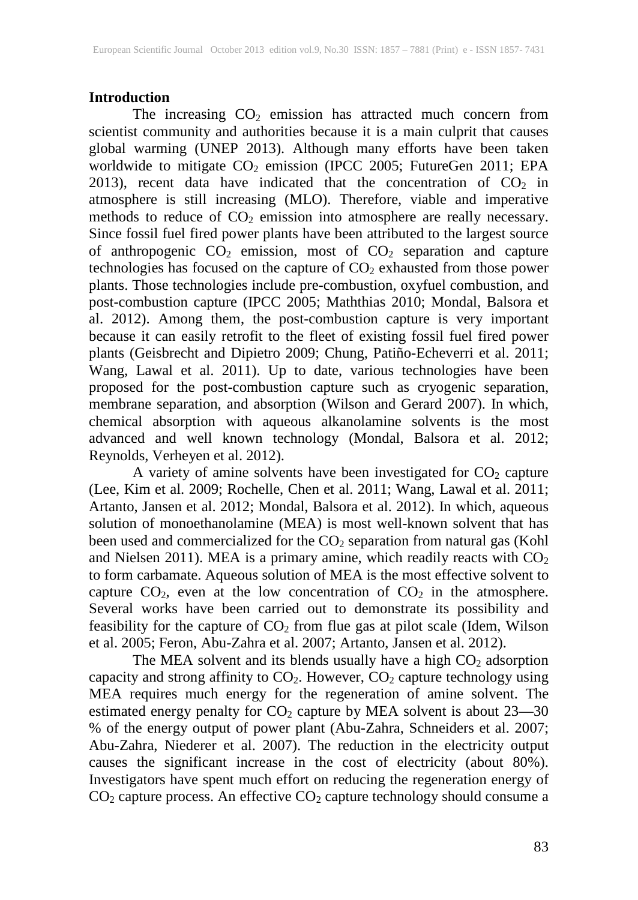## Introduction

The increasing $CO_2$ emission has attracted much concern from scientist community and authorities because it is a main culprit that causes global warming (UNEP 2013). Although many efforts have been taken worldwide to mitigate $CO_2$ emission (IPCC 2005; FutureGen 2011; EPA 2013), recent data have indicated that the concentration of $CO_2$ in atmosphere is still increasing (MLO). Therefore, viable and imperative methods to reduce of $CO_2$ emission into atmosphere are really necessary. Since fossil fuel fired power plants have been attributed to the largest source of anthropogenic $CO_2$ emission, most of $CO_2$ separation and capture technologies has focused on the capture of $CO_2$ exhausted from those power plants. Those technologies include pre-combustion, oxyfuel combustion, and post-combustion capture (IPCC 2005; Maththias 2010; Mondal, Balsora et al. 2012). Among them, the post-combustion capture is very important because it can easily retrofit to the fleet of existing fossil fuel fired power plants (Geisbrecht and Dipietro 2009; Chung, Patiño-Echeverri et al. 2011; Wang, Lawal et al. 2011). Up to date, various technologies have been proposed for the post-combustion capture such as cryogenic separation, membrane separation, and absorption (Wilson and Gerard 2007). In which, chemical absorption with aqueous alkanolamine solvents is the most advanced and well known technology (Mondal, Balsora et al. 2012; Reynolds, Verheyen et al. 2012).

A variety of amine solvents have been investigated for $CO_2$ capture (Lee, Kim et al. 2009; Rochelle, Chen et al. 2011; Wang, Lawal et al. 2011; Artanto, Jansen et al. 2012; Mondal, Balsora et al. 2012). In which, aqueous solution of monoethanolamine (MEA) is most well-known solvent that has been used and commercialized for the $CO_2$ separation from natural gas (Kohl and Nielsen 2011). MEA is a primary amine, which readily reacts with $CO_2$ to form carbamate. Aqueous solution of MEA is the most effective solvent to capture $CO_2$, even at the low concentration of $CO_2$ in the atmosphere. Several works have been carried out to demonstrate its possibility and feasibility for the capture of $CO_2$ from flue gas at pilot scale (Idem, Wilson et al. 2005; Feron, Abu-Zahra et al. 2007; Artanto, Jansen et al. 2012).

The MEA solvent and its blends usually have a high $CO_2$ adsorption capacity and strong affinity to $CO_2$. However, $CO_2$ capture technology using MEA requires much energy for the regeneration of amine solvent. The estimated energy penalty for $CO_2$ capture by MEA solvent is about 23—30 % of the energy output of power plant (Abu-Zahra, Schneiders et al. 2007; Abu-Zahra, Niederer et al. 2007). The reduction in the electricity output causes the significant increase in the cost of electricity (about 80%). Investigators have spent much effort on reducing the regeneration energy of $CO_2$ capture process. An effective $CO_2$ capture technology should consume a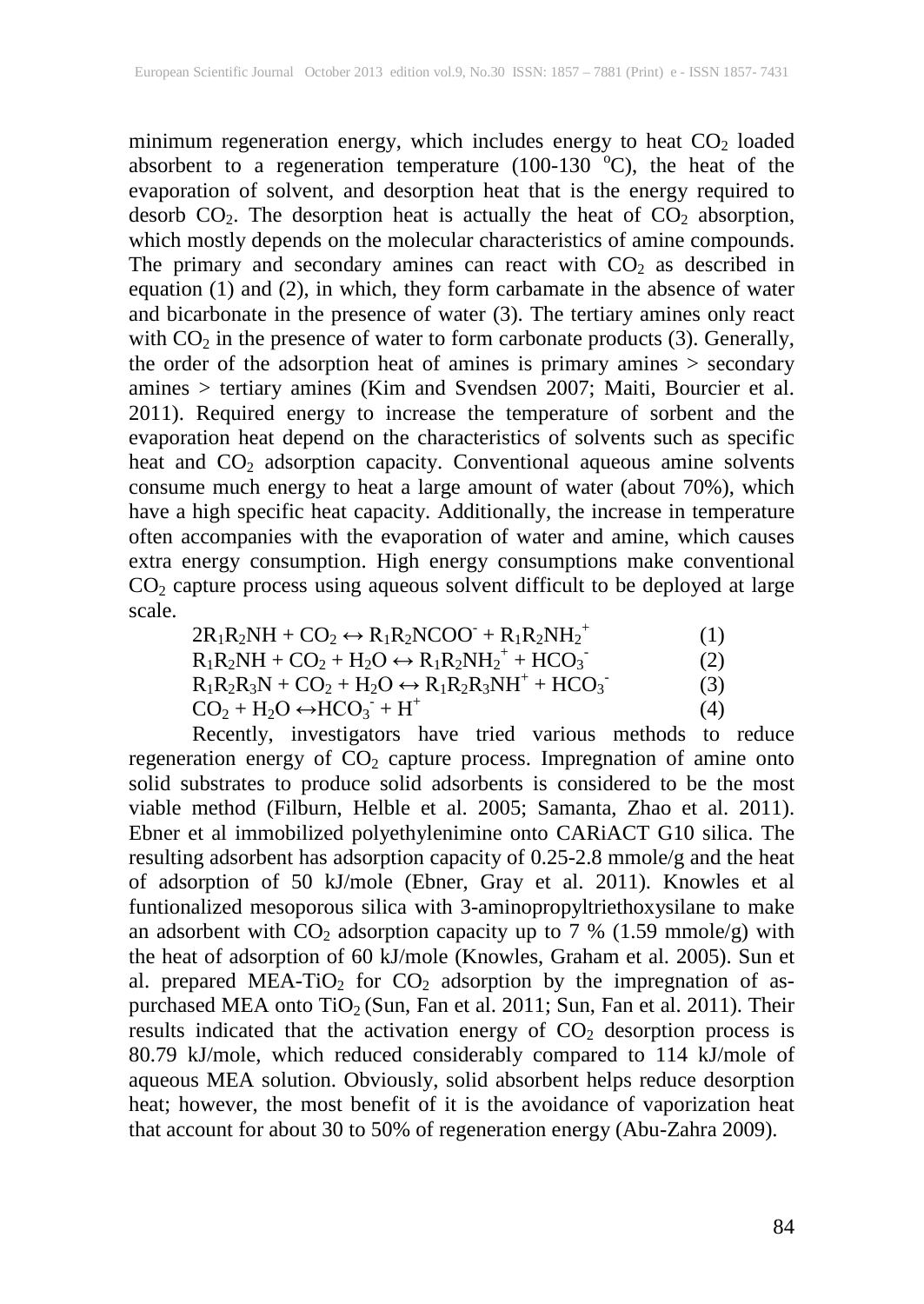minimum regeneration energy, which includes energy to heat $CO_2$ loaded absorbent to a regeneration temperature (100-130 $^oC$), the heat of the evaporation of solvent, and desorption heat that is the energy required to desorb $CO_2$. The desorption heat is actually the heat of $CO_2$ absorption, which mostly depends on the molecular characteristics of amine compounds. The primary and secondary amines can react with $CO_2$ as described in equation (1) and (2), in which, they form carbamate in the absence of water and bicarbonate in the presence of water (3). The tertiary amines only react with $CO_2$ in the presence of water to form carbonate products (3). Generally, the order of the adsorption heat of amines is primary amines > secondary amines > tertiary amines (Kim and Svendsen 2007; Maiti, Bourcier et al. 2011). Required energy to increase the temperature of sorbent and the evaporation heat depend on the characteristics of solvents such as specific heat and $CO_2$ adsorption capacity. Conventional aqueous amine solvents consume much energy to heat a large amount of water (about 70%), which have a high specific heat capacity. Additionally, the increase in temperature often accompanies with the evaporation of water and amine, which causes extra energy consumption. High energy consumptions make conventional $CO_2$ capture process using aqueous solvent difficult to be deployed at large scale.

$$2R_1R_2NH + CO_2 \leftrightarrow R_1R_2NCOO^- + R_1R_2NH_2^+ \quad (1)$$

$$R_1R_2NH + CO_2 + H_2O \leftrightarrow R_1R_2NH_2^+ + HCO_3^- \quad (2)$$

$$R_1R_2R_3N + CO_2 + H_2O \leftrightarrow R_1R_2R_3NH^+ + HCO_3^- \quad (3)$$

$$CO_2 + H_2O \leftrightarrow HCO_3^- + H^+ \quad (4)$$

Recently, investigators have tried various methods to reduce regeneration energy of $CO_2$ capture process. Impregnation of amine onto solid substrates to produce solid adsorbents is considered to be the most viable method (Filburn, Helble et al. 2005; Samanta, Zhao et al. 2011). Ebner et al immobilized polyethylenimine onto CARiACT G10 silica. The resulting adsorbent has adsorption capacity of 0.25-2.8 mmole/g and the heat of adsorption of 50 kJ/mole (Ebner, Gray et al. 2011). Knowles et al funtionalized mesoporous silica with 3-aminopropyltriethoxysilane to make an adsorbent with $CO_2$ adsorption capacity up to 7 % (1.59 mmole/g) with the heat of adsorption of 60 kJ/mole (Knowles, Graham et al. 2005). Sun et al. prepared MEA-$TiO_2$ for $CO_2$ adsorption by the impregnation of as-purchased MEA onto $TiO_2$ (Sun, Fan et al. 2011; Sun, Fan et al. 2011). Their results indicated that the activation energy of $CO_2$ desorption process is 80.79 kJ/mole, which reduced considerably compared to 114 kJ/mole of aqueous MEA solution. Obviously, solid absorbent helps reduce desorption heat; however, the most benefit of it is the avoidance of vaporization heat that account for about 30 to 50% of regeneration energy (Abu-Zahra 2009).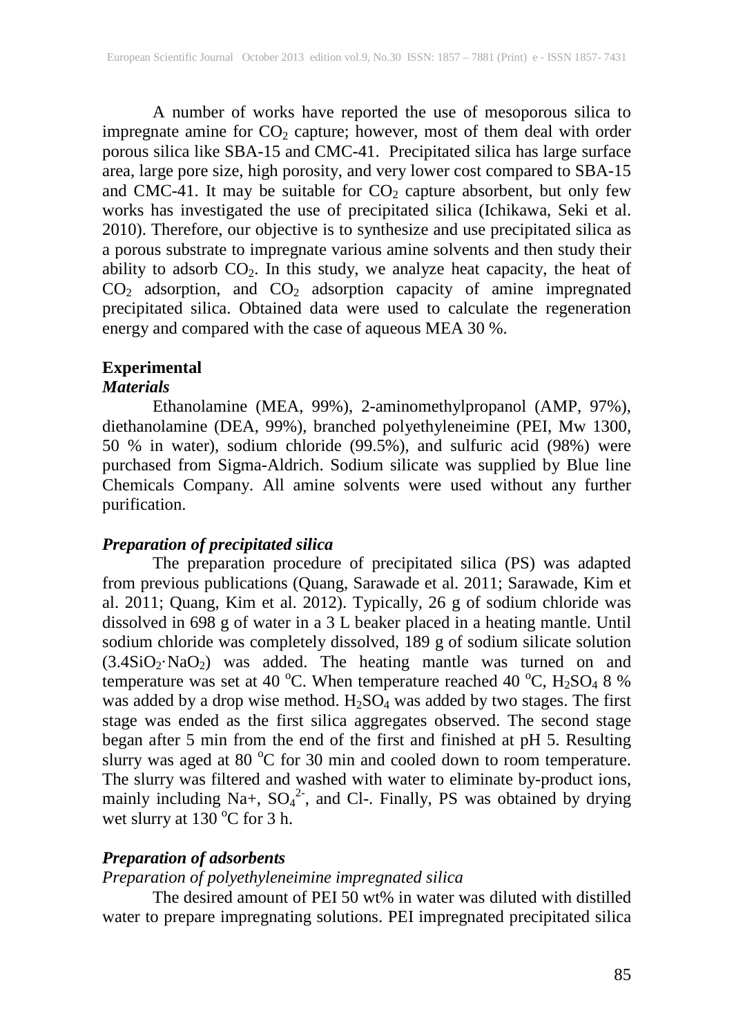A number of works have reported the use of mesoporous silica to impregnate amine for $CO_2$ capture; however, most of them deal with order porous silica like SBA-15 and CMC-41. Precipitated silica has large surface area, large pore size, high porosity, and very lower cost compared to SBA-15 and CMC-41. It may be suitable for $CO_2$ capture absorbent, but only few works has investigated the use of precipitated silica (Ichikawa, Seki et al. 2010). Therefore, our objective is to synthesize and use precipitated silica as a porous substrate to impregnate various amine solvents and then study their ability to adsorb $CO_2$. In this study, we analyze heat capacity, the heat of $CO_2$ adsorption, and $CO_2$ adsorption capacity of amine impregnated precipitated silica. Obtained data were used to calculate the regeneration energy and compared with the case of aqueous MEA 30 %.

## Experimental

### *Materials*

Ethanolamine (MEA, 99%), 2-aminomethylpropanol (AMP, 97%), diethanolamine (DEA, 99%), branched polyethyleneimine (PEI, Mw 1300, 50 % in water), sodium chloride (99.5%), and sulfuric acid (98%) were purchased from Sigma-Aldrich. Sodium silicate was supplied by Blue line Chemicals Company. All amine solvents were used without any further purification.

### *Preparation of precipitated silica*

The preparation procedure of precipitated silica (PS) was adapted from previous publications (Quang, Sarawade et al. 2011; Sarawade, Kim et al. 2011; Quang, Kim et al. 2012). Typically, 26 g of sodium chloride was dissolved in 698 g of water in a 3 L beaker placed in a heating mantle. Until sodium chloride was completely dissolved, 189 g of sodium silicate solution ($3.4SiO_2 \cdot NaO_2$) was added. The heating mantle was turned on and temperature was set at 40 $^oC$. When temperature reached 40 $^oC$, $H_2SO_4$ 8 % was added by a drop wise method. $H_2SO_4$ was added by two stages. The first stage was ended as the first silica aggregates observed. The second stage began after 5 min from the end of the first and finished at pH 5. Resulting slurry was aged at 80 $^oC$ for 30 min and cooled down to room temperature. The slurry was filtered and washed with water to eliminate by-product ions, mainly including Na+, $SO_4^{2-}$, and Cl-. Finally, PS was obtained by drying wet slurry at 130 $^oC$ for 3 h.

### *Preparation of adsorbents*

*Preparation of polyethyleneimine impregnated silica*

The desired amount of PEI 50 wt% in water was diluted with distilled water to prepare impregnating solutions. PEI impregnated precipitated silica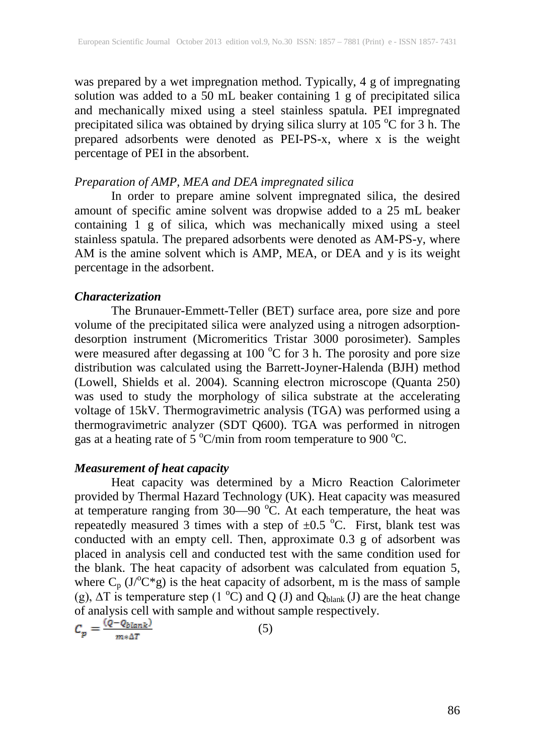was prepared by a wet impregnation method. Typically, 4 g of impregnating solution was added to a 50 mL beaker containing 1 g of precipitated silica and mechanically mixed using a steel stainless spatula. PEI impregnated precipitated silica was obtained by drying silica slurry at 105 °C for 3 h. The prepared adsorbents were denoted as PEI-PS-x, where x is the weight percentage of PEI in the absorbent.

*Preparation of AMP, MEA and DEA impregnated silica*

In order to prepare amine solvent impregnated silica, the desired amount of specific amine solvent was dropwise added to a 25 mL beaker containing 1 g of silica, which was mechanically mixed using a steel stainless spatula. The prepared adsorbents were denoted as AM-PS-y, where AM is the amine solvent which is AMP, MEA, or DEA and y is its weight percentage in the adsorbent.

***Characterization***

The Brunauer-Emmett-Teller (BET) surface area, pore size and pore volume of the precipitated silica were analyzed using a nitrogen adsorption-desorption instrument (Micromeritics Tristar 3000 porosimeter). Samples were measured after degassing at 100 °C for 3 h. The porosity and pore size distribution was calculated using the Barrett-Joyner-Halenda (BJH) method (Lowell, Shields et al. 2004). Scanning electron microscope (Quanta 250) was used to study the morphology of silica substrate at the accelerating voltage of 15kV. Thermogravimetric analysis (TGA) was performed using a thermogravimetric analyzer (SDT Q600). TGA was performed in nitrogen gas at a heating rate of 5 °C/min from room temperature to 900 °C.

***Measurement of heat capacity***

Heat capacity was determined by a Micro Reaction Calorimeter provided by Thermal Hazard Technology (UK). Heat capacity was measured at temperature ranging from 30—90 °C. At each temperature, the heat was repeatedly measured 3 times with a step of ±0.5 °C. First, blank test was conducted with an empty cell. Then, approximate 0.3 g of adsorbent was placed in analysis cell and conducted test with the same condition used for the blank. The heat capacity of adsorbent was calculated from equation 5, where $C_p$ (J/°C*g) is the heat capacity of adsorbent, m is the mass of sample (g), $\Delta T$ is temperature step (1 °C) and Q (J) and $Q_{blank}$ (J) are the heat change of analysis cell with sample and without sample respectively.

$$C_p = \frac{(Q - Q_{blank})}{m * \Delta T} \qquad (5)$$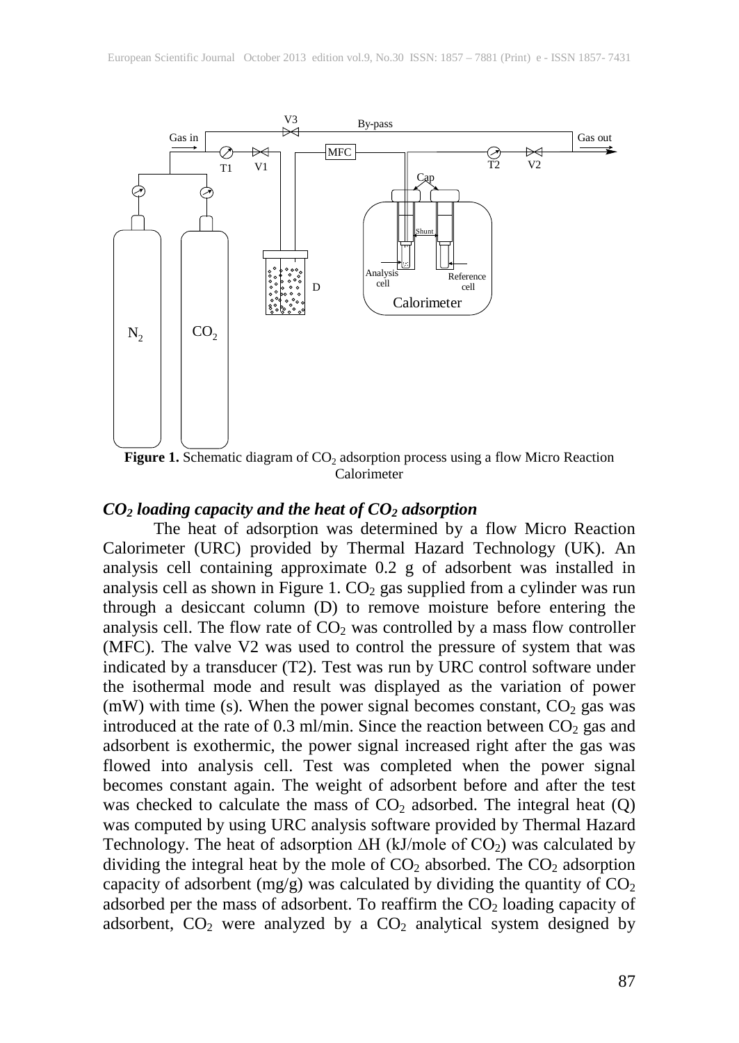**Figure 1.** Schematic diagram of $CO_2$ adsorption process using a flow Micro Reaction Calorimeter

### *$CO_2$ loading capacity and the heat of $CO_2$ adsorption*

The heat of adsorption was determined by a flow Micro Reaction Calorimeter (URC) provided by Thermal Hazard Technology (UK). An analysis cell containing approximate 0.2 g of adsorbent was installed in analysis cell as shown in Figure 1. $CO_2$ gas supplied from a cylinder was run through a desiccant column (D) to remove moisture before entering the analysis cell. The flow rate of $CO_2$ was controlled by a mass flow controller (MFC). The valve V2 was used to control the pressure of system that was indicated by a transducer (T2). Test was run by URC control software under the isothermal mode and result was displayed as the variation of power (mW) with time (s). When the power signal becomes constant, $CO_2$ gas was introduced at the rate of 0.3 ml/min. Since the reaction between $CO_2$ gas and adsorbent is exothermic, the power signal increased right after the gas was flowed into analysis cell. Test was completed when the power signal becomes constant again. The weight of adsorbent before and after the test was checked to calculate the mass of $CO_2$ adsorbed. The integral heat (Q) was computed by using URC analysis software provided by Thermal Hazard Technology. The heat of adsorption $\Delta H$ (kJ/mole of $CO_2$) was calculated by dividing the integral heat by the mole of $CO_2$ absorbed. The $CO_2$ adsorption capacity of adsorbent (mg/g) was calculated by dividing the quantity of $CO_2$ adsorbed per the mass of adsorbent. To reaffirm the $CO_2$ loading capacity of adsorbent, $CO_2$ were analyzed by a $CO_2$ analytical system designed by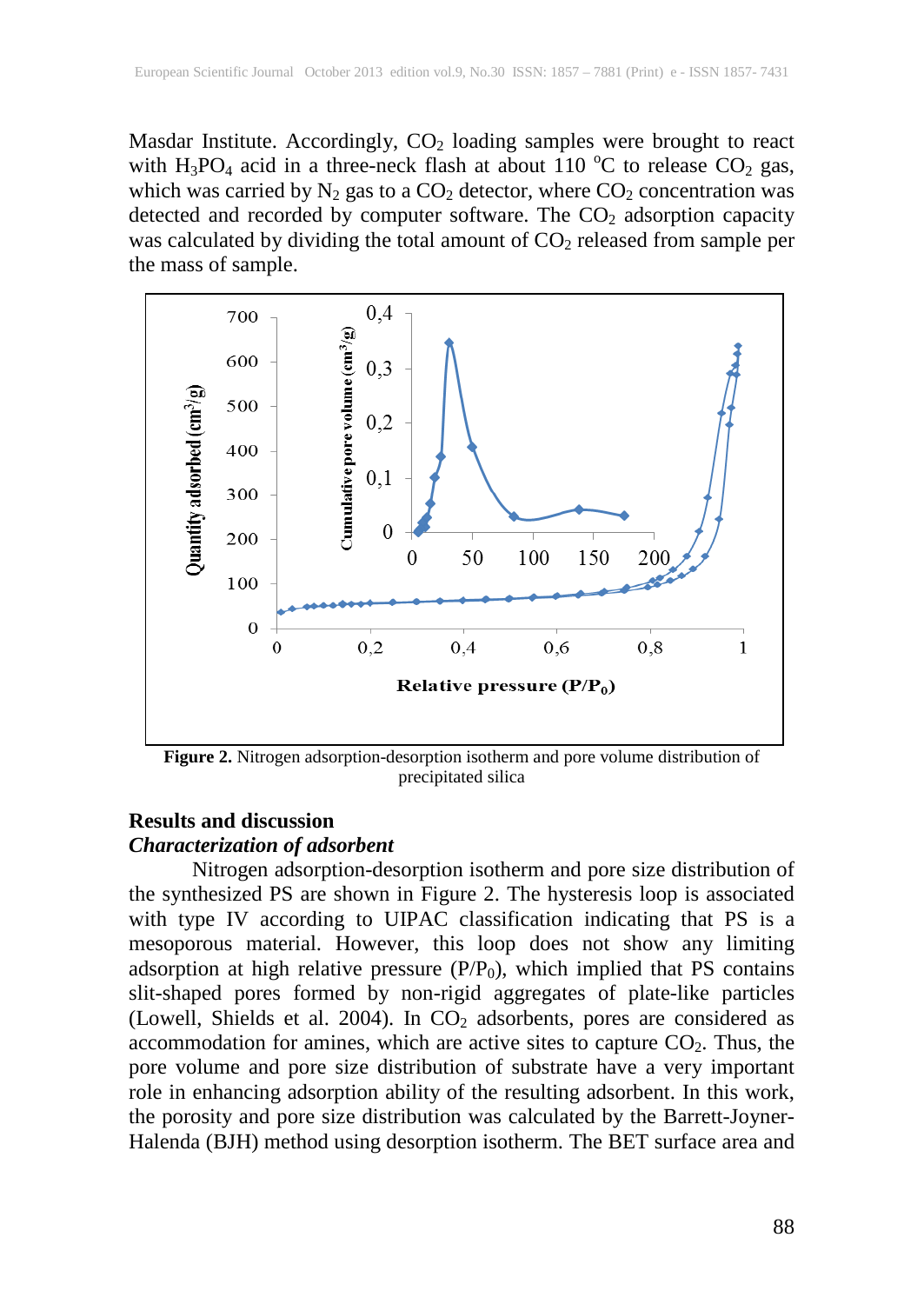Masdar Institute. Accordingly, $CO_2$ loading samples were brought to react with $H_3PO_4$ acid in a three-neck flash at about 110 °C to release $CO_2$ gas, which was carried by $N_2$ gas to a $CO_2$ detector, where $CO_2$ concentration was detected and recorded by computer software. The $CO_2$ adsorption capacity was calculated by dividing the total amount of $CO_2$ released from sample per the mass of sample.

**Figure 2.** Nitrogen adsorption-desorption isotherm and pore volume distribution of precipitated silica

## Results and discussion

### *Characterization of adsorbent*

Nitrogen adsorption-desorption isotherm and pore size distribution of the synthesized PS are shown in Figure 2. The hysteresis loop is associated with type IV according to UIPAC classification indicating that PS is a mesoporous material. However, this loop does not show any limiting adsorption at high relative pressure ($P/P_0$), which implied that PS contains slit-shaped pores formed by non-rigid aggregates of plate-like particles (Lowell, Shields et al. 2004). In $CO_2$ adsorbents, pores are considered as accommodation for amines, which are active sites to capture $CO_2$. Thus, the pore volume and pore size distribution of substrate have a very important role in enhancing adsorption ability of the resulting adsorbent. In this work, the porosity and pore size distribution was calculated by the Barrett-Joyner-Halenda (BJH) method using desorption isotherm. The BET surface area and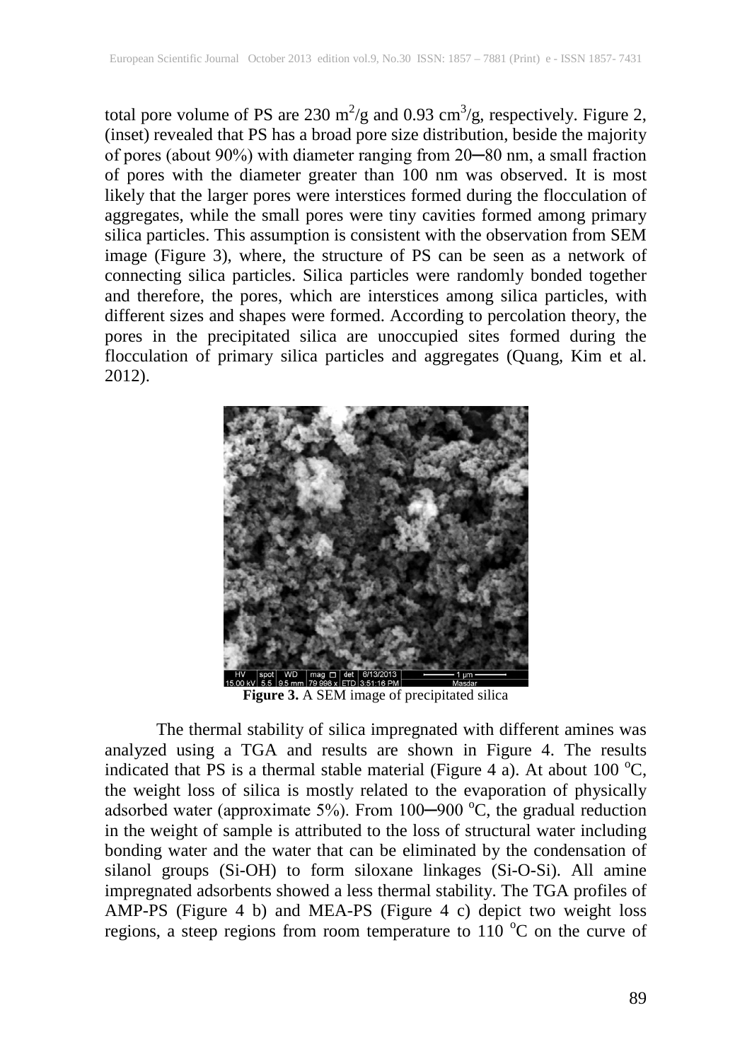total pore volume of PS are 230 $m^2/g$ and 0.93 $cm^3/g$, respectively. Figure 2, (inset) revealed that PS has a broad pore size distribution, beside the majority of pores (about 90%) with diameter ranging from 20─80 nm, a small fraction of pores with the diameter greater than 100 nm was observed. It is most likely that the larger pores were interstices formed during the flocculation of aggregates, while the small pores were tiny cavities formed among primary silica particles. This assumption is consistent with the observation from SEM image (Figure 3), where, the structure of PS can be seen as a network of connecting silica particles. Silica particles were randomly bonded together and therefore, the pores, which are interstices among silica particles, with different sizes and shapes were formed. According to percolation theory, the pores in the precipitated silica are unoccupied sites formed during the flocculation of primary silica particles and aggregates (Quang, Kim et al. 2012).

**Figure 3.** A SEM image of precipitated silica

The thermal stability of silica impregnated with different amines was analyzed using a TGA and results are shown in Figure 4. The results indicated that PS is a thermal stable material (Figure 4 a). At about 100 $^oC$, the weight loss of silica is mostly related to the evaporation of physically adsorbed water (approximate 5%). From 100─900 $^oC$, the gradual reduction in the weight of sample is attributed to the loss of structural water including bonding water and the water that can be eliminated by the condensation of silanol groups (Si-OH) to form siloxane linkages (Si-O-Si). All amine impregnated adsorbents showed a less thermal stability. The TGA profiles of AMP-PS (Figure 4 b) and MEA-PS (Figure 4 c) depict two weight loss regions, a steep regions from room temperature to 110 $^oC$ on the curve of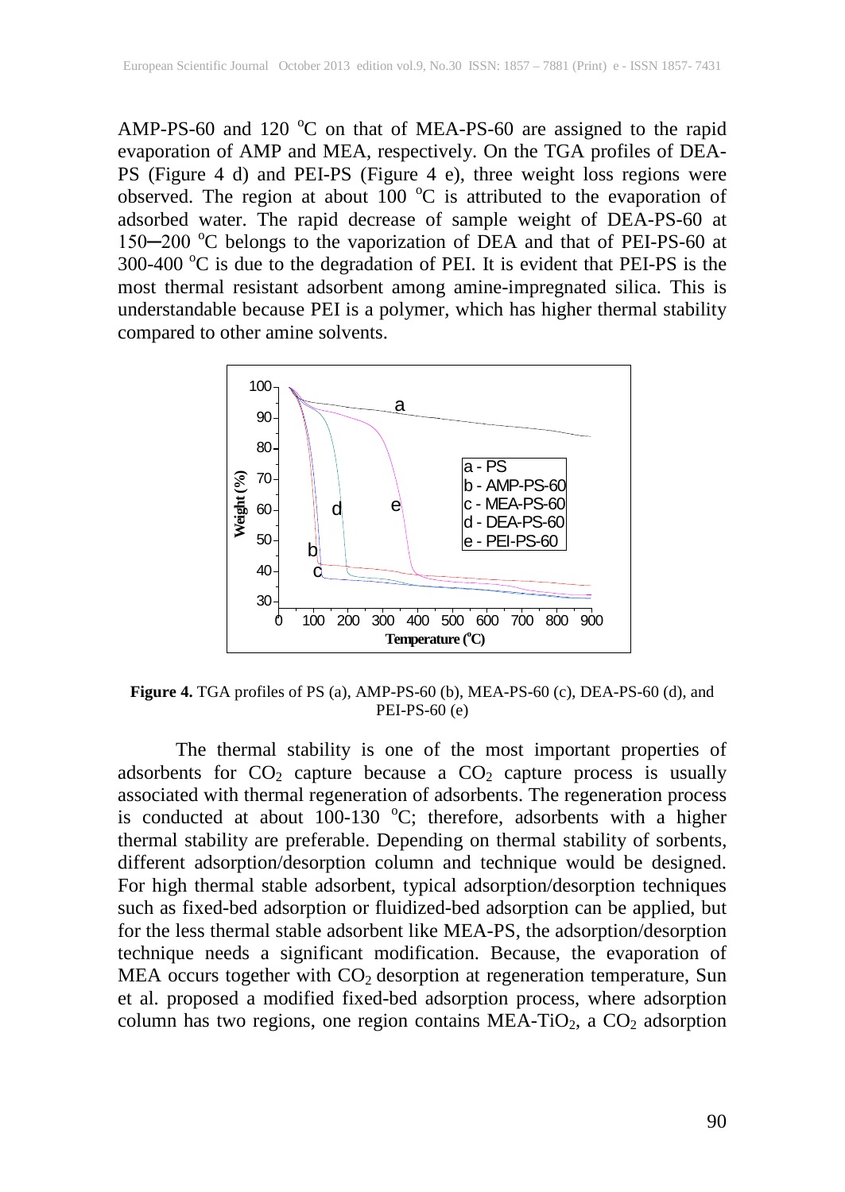AMP-PS-60 and 120 °C on that of MEA-PS-60 are assigned to the rapid evaporation of AMP and MEA, respectively. On the TGA profiles of DEA-PS (Figure 4 d) and PEI-PS (Figure 4 e), three weight loss regions were observed. The region at about 100 °C is attributed to the evaporation of adsorbed water. The rapid decrease of sample weight of DEA-PS-60 at 150─200 °C belongs to the vaporization of DEA and that of PEI-PS-60 at 300-400 °C is due to the degradation of PEI. It is evident that PEI-PS is the most thermal resistant adsorbent among amine-impregnated silica. This is understandable because PEI is a polymer, which has higher thermal stability compared to other amine solvents.

**Figure 4.** TGA profiles of PS (a), AMP-PS-60 (b), MEA-PS-60 (c), DEA-PS-60 (d), and PEI-PS-60 (e)

The thermal stability is one of the most important properties of adsorbents for $CO_2$ capture because a $CO_2$ capture process is usually associated with thermal regeneration of adsorbents. The regeneration process is conducted at about 100-130 °C; therefore, adsorbents with a higher thermal stability are preferable. Depending on thermal stability of sorbents, different adsorption/desorption column and technique would be designed. For high thermal stable adsorbent, typical adsorption/desorption techniques such as fixed-bed adsorption or fluidized-bed adsorption can be applied, but for the less thermal stable adsorbent like MEA-PS, the adsorption/desorption technique needs a significant modification. Because, the evaporation of MEA occurs together with $CO_2$ desorption at regeneration temperature, Sun et al. proposed a modified fixed-bed adsorption process, where adsorption column has two regions, one region contains MEA-$TiO_2$, a $CO_2$ adsorption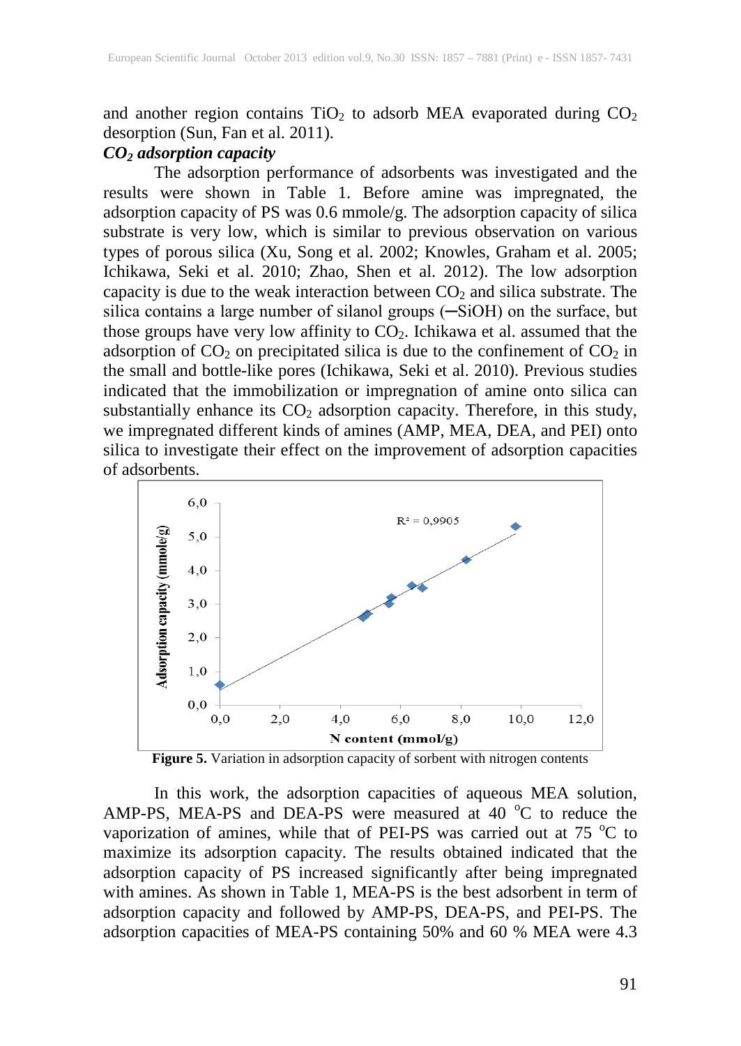and another region contains $TiO_2$ to adsorb MEA evaporated during $CO_2$ desorption (Sun, Fan et al. 2011).

***$CO_2$ adsorption capacity***

The adsorption performance of adsorbents was investigated and the results were shown in Table 1. Before amine was impregnated, the adsorption capacity of PS was 0.6 mmole/g. The adsorption capacity of silica substrate is very low, which is similar to previous observation on various types of porous silica (Xu, Song et al. 2002; Knowles, Graham et al. 2005; Ichikawa, Seki et al. 2010; Zhao, Shen et al. 2012). The low adsorption capacity is due to the weak interaction between $CO_2$ and silica substrate. The silica contains a large number of silanol groups (─SiOH) on the surface, but those groups have very low affinity to $CO_2$. Ichikawa et al. assumed that the adsorption of $CO_2$ on precipitated silica is due to the confinement of $CO_2$ in the small and bottle-like pores (Ichikawa, Seki et al. 2010). Previous studies indicated that the immobilization or impregnation of amine onto silica can substantially enhance its $CO_2$ adsorption capacity. Therefore, in this study, we impregnated different kinds of amines (AMP, MEA, DEA, and PEI) onto silica to investigate their effect on the improvement of adsorption capacities of adsorbents.

**Figure 5.** Variation in adsorption capacity of sorbent with nitrogen contents

In this work, the adsorption capacities of aqueous MEA solution, AMP-PS, MEA-PS and DEA-PS were measured at 40 °C to reduce the vaporization of amines, while that of PEI-PS was carried out at 75 °C to maximize its adsorption capacity. The results obtained indicated that the adsorption capacity of PS increased significantly after being impregnated with amines. As shown in Table 1, MEA-PS is the best adsorbent in term of adsorption capacity and followed by AMP-PS, DEA-PS, and PEI-PS. The adsorption capacities of MEA-PS containing 50% and 60 % MEA were 4.3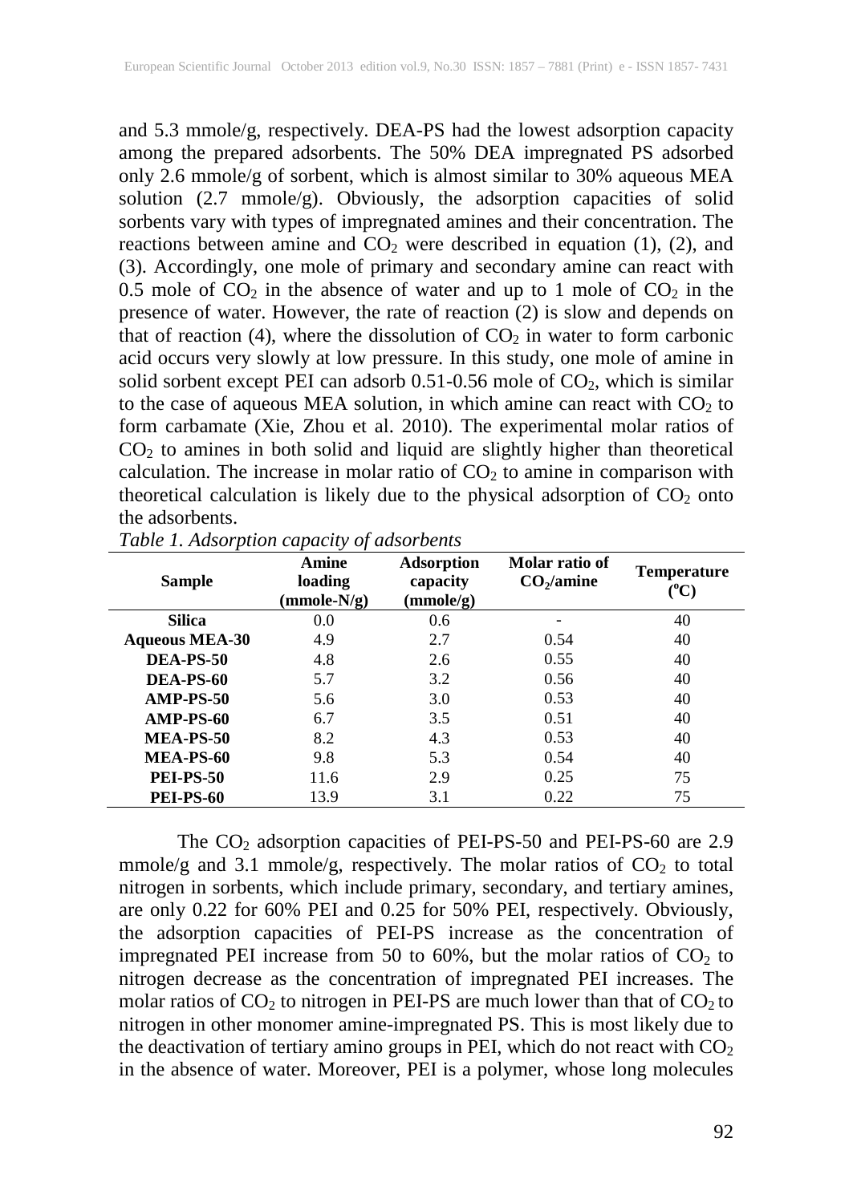and 5.3 mmole/g, respectively. DEA-PS had the lowest adsorption capacity among the prepared adsorbents. The 50% DEA impregnated PS adsorbed only 2.6 mmole/g of sorbent, which is almost similar to 30% aqueous MEA solution (2.7 mmole/g). Obviously, the adsorption capacities of solid sorbents vary with types of impregnated amines and their concentration. The reactions between amine and $CO_2$ were described in equation (1), (2), and (3). Accordingly, one mole of primary and secondary amine can react with 0.5 mole of $CO_2$ in the absence of water and up to 1 mole of $CO_2$ in the presence of water. However, the rate of reaction (2) is slow and depends on that of reaction (4), where the dissolution of $CO_2$ in water to form carbonic acid occurs very slowly at low pressure. In this study, one mole of amine in solid sorbent except PEI can adsorb 0.51-0.56 mole of $CO_2$, which is similar to the case of aqueous MEA solution, in which amine can react with $CO_2$ to form carbamate (Xie, Zhou et al. 2010). The experimental molar ratios of $CO_2$ to amines in both solid and liquid are slightly higher than theoretical calculation. The increase in molar ratio of $CO_2$ to amine in comparison with theoretical calculation is likely due to the physical adsorption of $CO_2$ onto the adsorbents.

*Table 1. Adsorption capacity of adsorbents*

| Sample | Amine loading (mmole-N/g) | Adsorption capacity (mmole/g) | Molar ratio of $CO_2$/amine | Temperature (°C) |
|---|---|---|---|---|
| **Silica** | 0.0 | 0.6 | - | 40 |
| **Aqueous MEA-30** | 4.9 | 2.7 | 0.54 | 40 |
| **DEA-PS-50** | 4.8 | 2.6 | 0.55 | 40 |
| **DEA-PS-60** | 5.7 | 3.2 | 0.56 | 40 |
| **AMP-PS-50** | 5.6 | 3.0 | 0.53 | 40 |
| **AMP-PS-60** | 6.7 | 3.5 | 0.51 | 40 |
| **MEA-PS-50** | 8.2 | 4.3 | 0.53 | 40 |
| **MEA-PS-60** | 9.8 | 5.3 | 0.54 | 40 |
| **PEI-PS-50** | 11.6 | 2.9 | 0.25 | 75 |
| **PEI-PS-60** | 13.9 | 3.1 | 0.22 | 75 |

The $CO_2$ adsorption capacities of PEI-PS-50 and PEI-PS-60 are 2.9 mmole/g and 3.1 mmole/g, respectively. The molar ratios of $CO_2$ to total nitrogen in sorbents, which include primary, secondary, and tertiary amines, are only 0.22 for 60% PEI and 0.25 for 50% PEI, respectively. Obviously, the adsorption capacities of PEI-PS increase as the concentration of impregnated PEI increase from 50 to 60%, but the molar ratios of $CO_2$ to nitrogen decrease as the concentration of impregnated PEI increases. The molar ratios of $CO_2$ to nitrogen in PEI-PS are much lower than that of $CO_2$ to nitrogen in other monomer amine-impregnated PS. This is most likely due to the deactivation of tertiary amino groups in PEI, which do not react with $CO_2$ in the absence of water. Moreover, PEI is a polymer, whose long molecules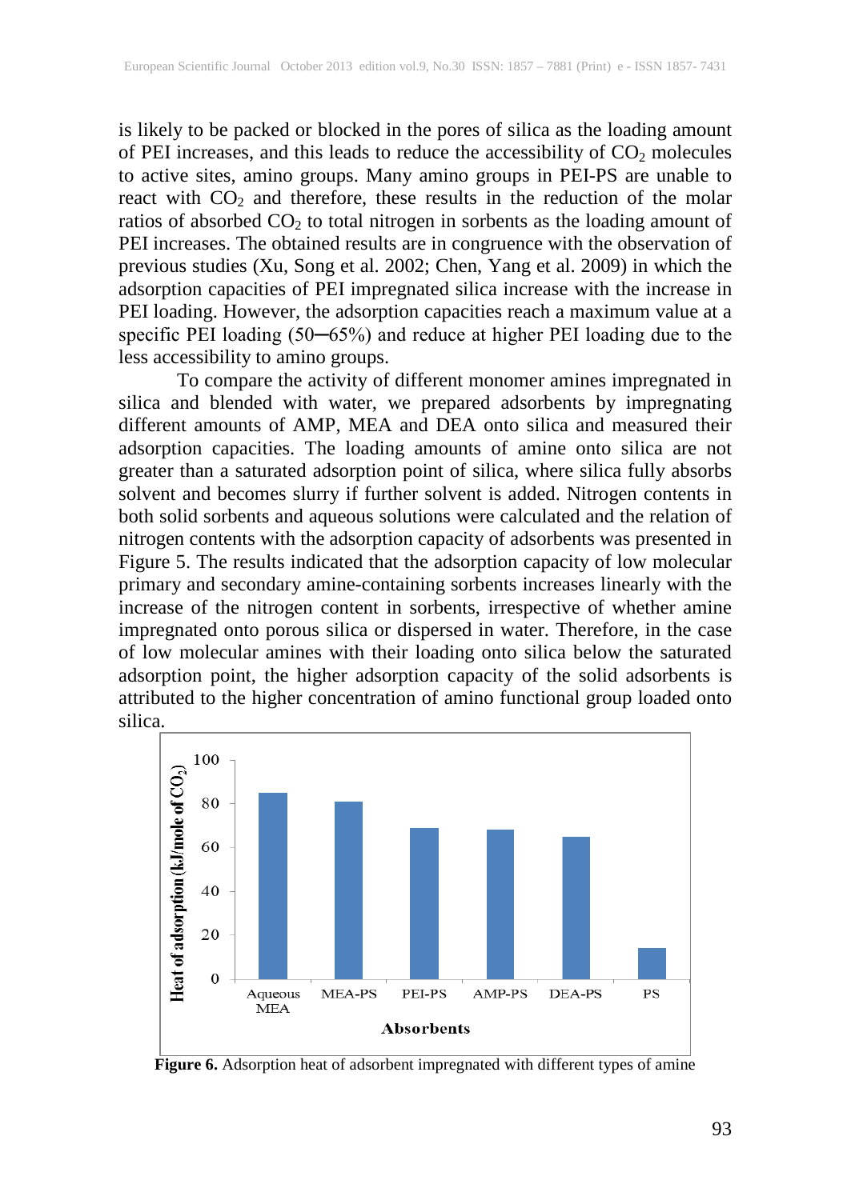is likely to be packed or blocked in the pores of silica as the loading amount of PEI increases, and this leads to reduce the accessibility of $CO_2$ molecules to active sites, amino groups. Many amino groups in PEI-PS are unable to react with $CO_2$ and therefore, these results in the reduction of the molar ratios of absorbed $CO_2$ to total nitrogen in sorbents as the loading amount of PEI increases. The obtained results are in congruence with the observation of previous studies (Xu, Song et al. 2002; Chen, Yang et al. 2009) in which the adsorption capacities of PEI impregnated silica increase with the increase in PEI loading. However, the adsorption capacities reach a maximum value at a specific PEI loading (50─65%) and reduce at higher PEI loading due to the less accessibility to amino groups.

To compare the activity of different monomer amines impregnated in silica and blended with water, we prepared adsorbents by impregnating different amounts of AMP, MEA and DEA onto silica and measured their adsorption capacities. The loading amounts of amine onto silica are not greater than a saturated adsorption point of silica, where silica fully absorbs solvent and becomes slurry if further solvent is added. Nitrogen contents in both solid sorbents and aqueous solutions were calculated and the relation of nitrogen contents with the adsorption capacity of adsorbents was presented in Figure 5. The results indicated that the adsorption capacity of low molecular primary and secondary amine-containing sorbents increases linearly with the increase of the nitrogen content in sorbents, irrespective of whether amine impregnated onto porous silica or dispersed in water. Therefore, in the case of low molecular amines with their loading onto silica below the saturated adsorption point, the higher adsorption capacity of the solid adsorbents is attributed to the higher concentration of amino functional group loaded onto silica.

**Figure 6.** Adsorption heat of adsorbent impregnated with different types of amine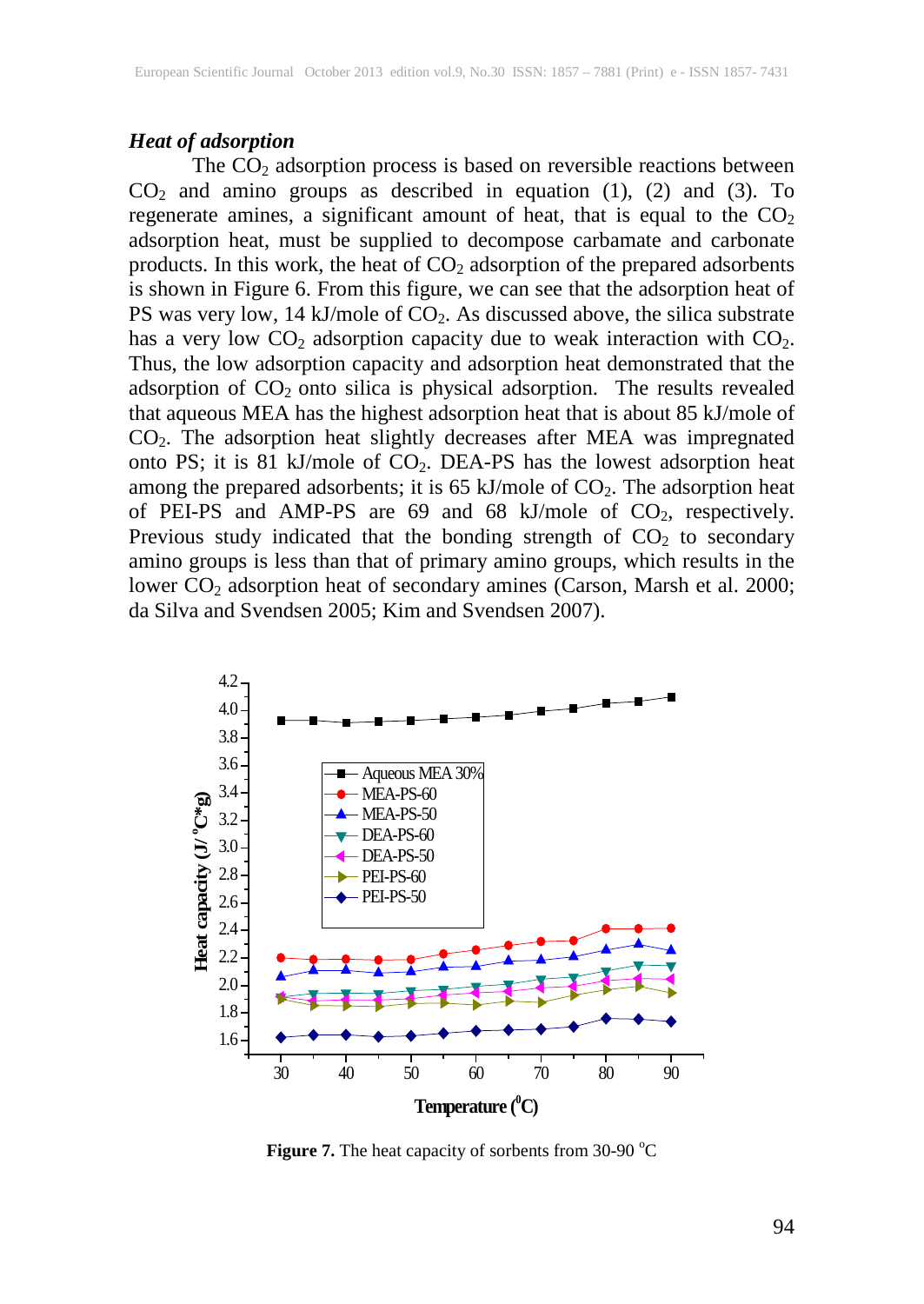***Heat of adsorption***

The $CO_2$ adsorption process is based on reversible reactions between $CO_2$ and amino groups as described in equation (1), (2) and (3). To regenerate amines, a significant amount of heat, that is equal to the $CO_2$ adsorption heat, must be supplied to decompose carbamate and carbonate products. In this work, the heat of $CO_2$ adsorption of the prepared adsorbents is shown in Figure 6. From this figure, we can see that the adsorption heat of PS was very low, 14 kJ/mole of $CO_2$. As discussed above, the silica substrate has a very low $CO_2$ adsorption capacity due to weak interaction with $CO_2$. Thus, the low adsorption capacity and adsorption heat demonstrated that the adsorption of $CO_2$ onto silica is physical adsorption. The results revealed that aqueous MEA has the highest adsorption heat that is about 85 kJ/mole of $CO_2$. The adsorption heat slightly decreases after MEA was impregnated onto PS; it is 81 kJ/mole of $CO_2$. DEA-PS has the lowest adsorption heat among the prepared adsorbents; it is 65 kJ/mole of $CO_2$. The adsorption heat of PEI-PS and AMP-PS are 69 and 68 kJ/mole of $CO_2$, respectively. Previous study indicated that the bonding strength of $CO_2$ to secondary amino groups is less than that of primary amino groups, which results in the lower $CO_2$ adsorption heat of secondary amines (Carson, Marsh et al. 2000; da Silva and Svendsen 2005; Kim and Svendsen 2007).

**Figure 7.** The heat capacity of sorbents from 30-90 °C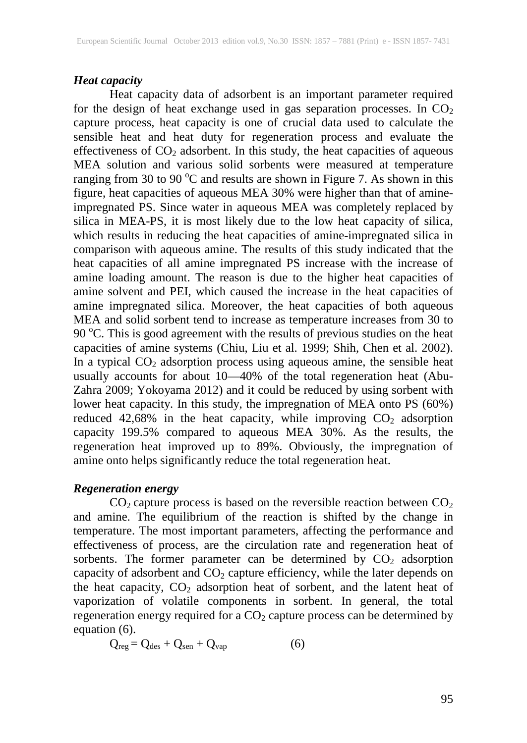***Heat capacity***

Heat capacity data of adsorbent is an important parameter required for the design of heat exchange used in gas separation processes. In $CO_2$ capture process, heat capacity is one of crucial data used to calculate the sensible heat and heat duty for regeneration process and evaluate the effectiveness of $CO_2$ adsorbent. In this study, the heat capacities of aqueous MEA solution and various solid sorbents were measured at temperature ranging from 30 to 90 $^oC$ and results are shown in Figure 7. As shown in this figure, heat capacities of aqueous MEA 30% were higher than that of amine-impregnated PS. Since water in aqueous MEA was completely replaced by silica in MEA-PS, it is most likely due to the low heat capacity of silica, which results in reducing the heat capacities of amine-impregnated silica in comparison with aqueous amine. The results of this study indicated that the heat capacities of all amine impregnated PS increase with the increase of amine loading amount. The reason is due to the higher heat capacities of amine solvent and PEI, which caused the increase in the heat capacities of amine impregnated silica. Moreover, the heat capacities of both aqueous MEA and solid sorbent tend to increase as temperature increases from 30 to 90 $^oC$. This is good agreement with the results of previous studies on the heat capacities of amine systems (Chiu, Liu et al. 1999; Shih, Chen et al. 2002). In a typical $CO_2$ adsorption process using aqueous amine, the sensible heat usually accounts for about 10—40% of the total regeneration heat (Abu-Zahra 2009; Yokoyama 2012) and it could be reduced by using sorbent with lower heat capacity. In this study, the impregnation of MEA onto PS (60%) reduced 42,68% in the heat capacity, while improving $CO_2$ adsorption capacity 199.5% compared to aqueous MEA 30%. As the results, the regeneration heat improved up to 89%. Obviously, the impregnation of amine onto helps significantly reduce the total regeneration heat.

***Regeneration energy***

$CO_2$ capture process is based on the reversible reaction between $CO_2$ and amine. The equilibrium of the reaction is shifted by the change in temperature. The most important parameters, affecting the performance and effectiveness of process, are the circulation rate and regeneration heat of sorbents. The former parameter can be determined by $CO_2$ adsorption capacity of adsorbent and $CO_2$ capture efficiency, while the later depends on the heat capacity, $CO_2$ adsorption heat of sorbent, and the latent heat of vaporization of volatile components in sorbent. In general, the total regeneration energy required for a $CO_2$ capture process can be determined by equation (6).

$$Q_{reg} = Q_{des} + Q_{sen} + Q_{vap} \quad (6)$$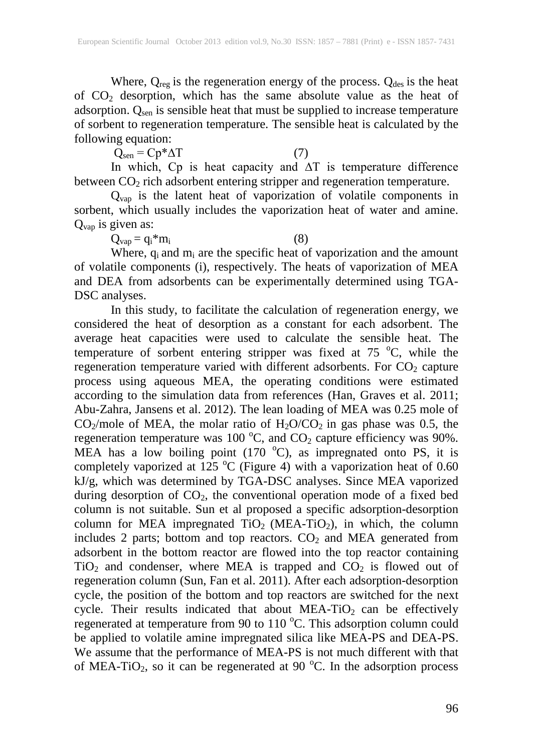Where, $Q_{reg}$ is the regeneration energy of the process. $Q_{des}$ is the heat of $CO_2$ desorption, which has the same absolute value as the heat of adsorption. $Q_{sen}$ is sensible heat that must be supplied to increase temperature of sorbent to regeneration temperature. The sensible heat is calculated by the following equation:

$$Q_{sen} = Cp*\Delta T \quad (7)$$

In which, Cp is heat capacity and $\Delta T$ is temperature difference between $CO_2$ rich adsorbent entering stripper and regeneration temperature.

$Q_{vap}$ is the latent heat of vaporization of volatile components in sorbent, which usually includes the vaporization heat of water and amine. $Q_{vap}$ is given as:

$$Q_{vap} = q_i*m_i \quad (8)$$

Where, $q_i$ and $m_i$ are the specific heat of vaporization and the amount of volatile components (i), respectively. The heats of vaporization of MEA and DEA from adsorbents can be experimentally determined using TGA-DSC analyses.

In this study, to facilitate the calculation of regeneration energy, we considered the heat of desorption as a constant for each adsorbent. The average heat capacities were used to calculate the sensible heat. The temperature of sorbent entering stripper was fixed at 75 $^oC$, while the regeneration temperature varied with different adsorbents. For $CO_2$ capture process using aqueous MEA, the operating conditions were estimated according to the simulation data from references (Han, Graves et al. 2011; Abu-Zahra, Jansens et al. 2012). The lean loading of MEA was 0.25 mole of $CO_2$/mole of MEA, the molar ratio of $H_2O/CO_2$ in gas phase was 0.5, the regeneration temperature was 100 $^oC$, and $CO_2$ capture efficiency was 90%. MEA has a low boiling point (170 $^oC$), as impregnated onto PS, it is completely vaporized at 125 $^oC$ (Figure 4) with a vaporization heat of 0.60 kJ/g, which was determined by TGA-DSC analyses. Since MEA vaporized during desorption of $CO_2$, the conventional operation mode of a fixed bed column is not suitable. Sun et al proposed a specific adsorption-desorption column for MEA impregnated $TiO_2$ (MEA-$TiO_2$), in which, the column includes 2 parts; bottom and top reactors. $CO_2$ and MEA generated from adsorbent in the bottom reactor are flowed into the top reactor containing $TiO_2$ and condenser, where MEA is trapped and $CO_2$ is flowed out of regeneration column (Sun, Fan et al. 2011). After each adsorption-desorption cycle, the position of the bottom and top reactors are switched for the next cycle. Their results indicated that about MEA-$TiO_2$ can be effectively regenerated at temperature from 90 to 110 $^oC$. This adsorption column could be applied to volatile amine impregnated silica like MEA-PS and DEA-PS. We assume that the performance of MEA-PS is not much different with that of MEA-$TiO_2$, so it can be regenerated at 90 $^oC$. In the adsorption process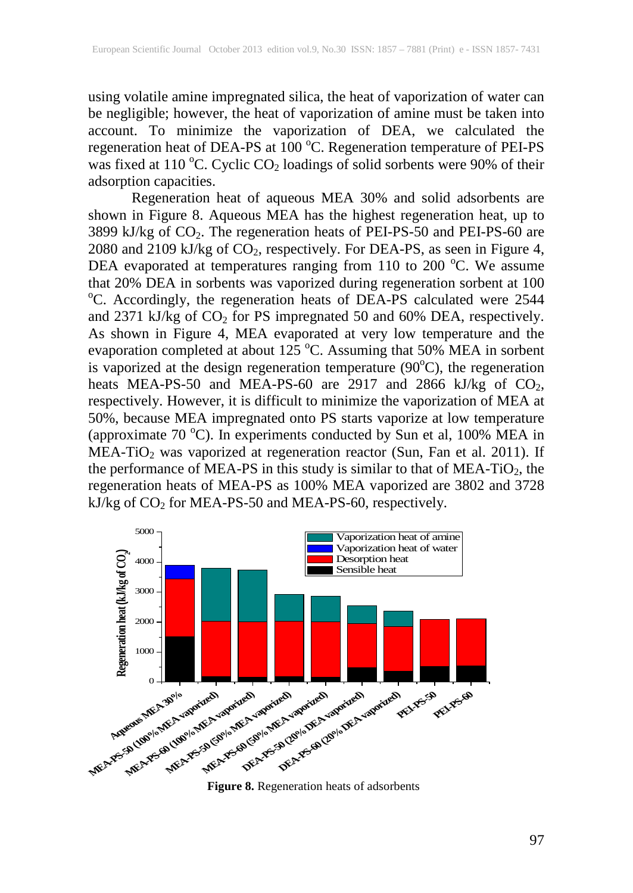using volatile amine impregnated silica, the heat of vaporization of water can be negligible; however, the heat of vaporization of amine must be taken into account. To minimize the vaporization of DEA, we calculated the regeneration heat of DEA-PS at 100 °C. Regeneration temperature of PEI-PS was fixed at 110 °C. Cyclic $CO_2$ loadings of solid sorbents were 90% of their adsorption capacities.

Regeneration heat of aqueous MEA 30% and solid adsorbents are shown in Figure 8. Aqueous MEA has the highest regeneration heat, up to 3899 kJ/kg of $CO_2$. The regeneration heats of PEI-PS-50 and PEI-PS-60 are 2080 and 2109 kJ/kg of $CO_2$, respectively. For DEA-PS, as seen in Figure 4, DEA evaporated at temperatures ranging from 110 to 200 °C. We assume that 20% DEA in sorbents was vaporized during regeneration sorbent at 100 °C. Accordingly, the regeneration heats of DEA-PS calculated were 2544 and 2371 kJ/kg of $CO_2$ for PS impregnated 50 and 60% DEA, respectively. As shown in Figure 4, MEA evaporated at very low temperature and the evaporation completed at about 125 °C. Assuming that 50% MEA in sorbent is vaporized at the design regeneration temperature (90°C), the regeneration heats MEA-PS-50 and MEA-PS-60 are 2917 and 2866 kJ/kg of $CO_2$, respectively. However, it is difficult to minimize the vaporization of MEA at 50%, because MEA impregnated onto PS starts vaporize at low temperature (approximate 70 °C). In experiments conducted by Sun et al, 100% MEA in MEA-$TiO_2$ was vaporized at regeneration reactor (Sun, Fan et al. 2011). If the performance of MEA-PS in this study is similar to that of MEA-$TiO_2$, the regeneration heats of MEA-PS as 100% MEA vaporized are 3802 and 3728 kJ/kg of $CO_2$ for MEA-PS-50 and MEA-PS-60, respectively.

**Figure 8.** Regeneration heats of adsorbents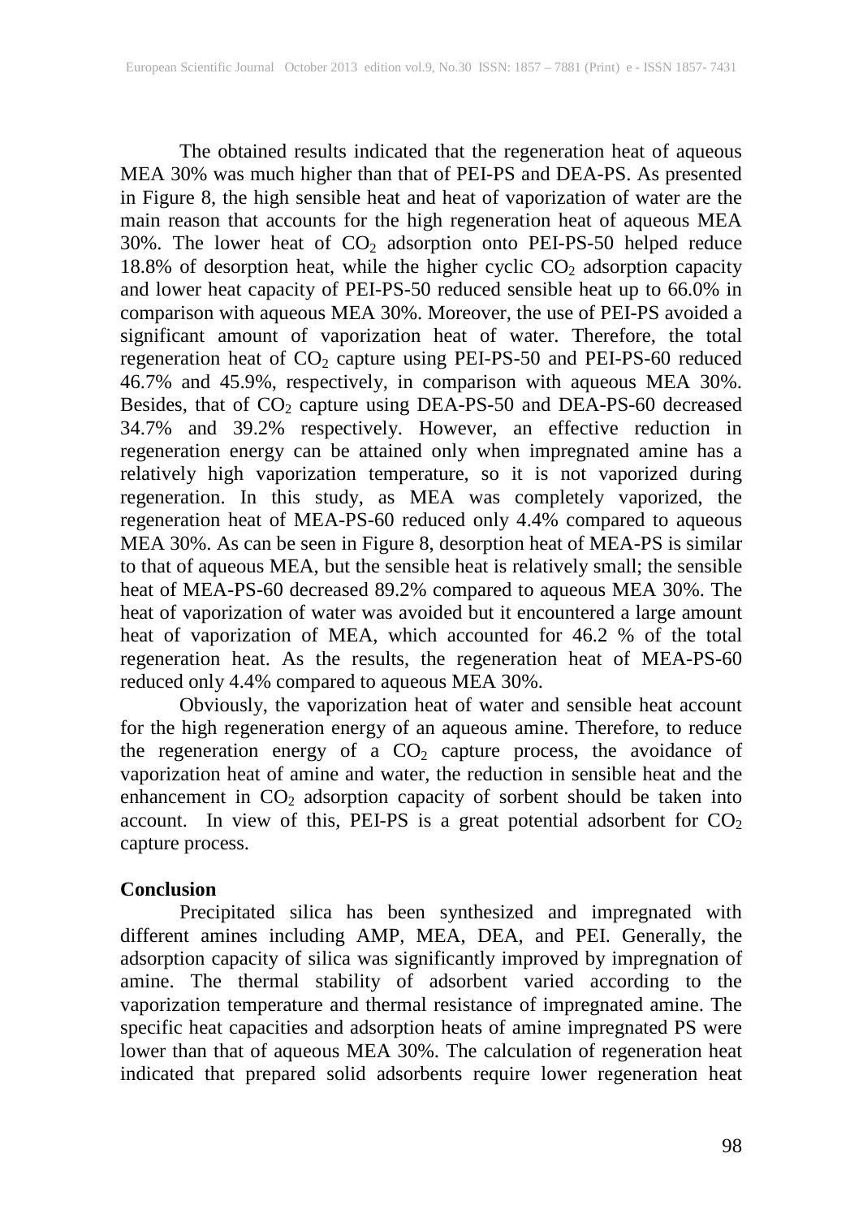The obtained results indicated that the regeneration heat of aqueous MEA 30% was much higher than that of PEI-PS and DEA-PS. As presented in Figure 8, the high sensible heat and heat of vaporization of water are the main reason that accounts for the high regeneration heat of aqueous MEA 30%. The lower heat of $CO_2$ adsorption onto PEI-PS-50 helped reduce 18.8% of desorption heat, while the higher cyclic $CO_2$ adsorption capacity and lower heat capacity of PEI-PS-50 reduced sensible heat up to 66.0% in comparison with aqueous MEA 30%. Moreover, the use of PEI-PS avoided a significant amount of vaporization heat of water. Therefore, the total regeneration heat of $CO_2$ capture using PEI-PS-50 and PEI-PS-60 reduced 46.7% and 45.9%, respectively, in comparison with aqueous MEA 30%. Besides, that of $CO_2$ capture using DEA-PS-50 and DEA-PS-60 decreased 34.7% and 39.2% respectively. However, an effective reduction in regeneration energy can be attained only when impregnated amine has a relatively high vaporization temperature, so it is not vaporized during regeneration. In this study, as MEA was completely vaporized, the regeneration heat of MEA-PS-60 reduced only 4.4% compared to aqueous MEA 30%. As can be seen in Figure 8, desorption heat of MEA-PS is similar to that of aqueous MEA, but the sensible heat is relatively small; the sensible heat of MEA-PS-60 decreased 89.2% compared to aqueous MEA 30%. The heat of vaporization of water was avoided but it encountered a large amount heat of vaporization of MEA, which accounted for 46.2 % of the total regeneration heat. As the results, the regeneration heat of MEA-PS-60 reduced only 4.4% compared to aqueous MEA 30%.

Obviously, the vaporization heat of water and sensible heat account for the high regeneration energy of an aqueous amine. Therefore, to reduce the regeneration energy of a $CO_2$ capture process, the avoidance of vaporization heat of amine and water, the reduction in sensible heat and the enhancement in $CO_2$ adsorption capacity of sorbent should be taken into account. In view of this, PEI-PS is a great potential adsorbent for $CO_2$ capture process.

## Conclusion

Precipitated silica has been synthesized and impregnated with different amines including AMP, MEA, DEA, and PEI. Generally, the adsorption capacity of silica was significantly improved by impregnation of amine. The thermal stability of adsorbent varied according to the vaporization temperature and thermal resistance of impregnated amine. The specific heat capacities and adsorption heats of amine impregnated PS were lower than that of aqueous MEA 30%. The calculation of regeneration heat indicated that prepared solid adsorbents require lower regeneration heat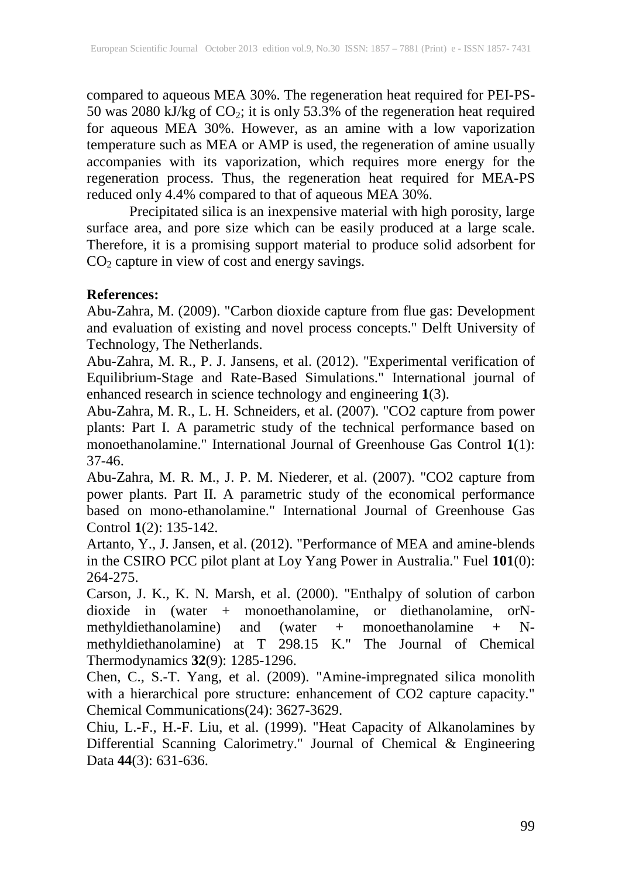compared to aqueous MEA 30%. The regeneration heat required for PEI-PS-50 was 2080 kJ/kg of $CO_2$; it is only 53.3% of the regeneration heat required for aqueous MEA 30%. However, as an amine with a low vaporization temperature such as MEA or AMP is used, the regeneration of amine usually accompanies with its vaporization, which requires more energy for the regeneration process. Thus, the regeneration heat required for MEA-PS reduced only 4.4% compared to that of aqueous MEA 30%.

Precipitated silica is an inexpensive material with high porosity, large surface area, and pore size which can be easily produced at a large scale. Therefore, it is a promising support material to produce solid adsorbent for $CO_2$ capture in view of cost and energy savings.

**References:**

Abu-Zahra, M. (2009). "Carbon dioxide capture from flue gas: Development and evaluation of existing and novel process concepts." Delft University of Technology, The Netherlands.

Abu-Zahra, M. R., P. J. Jansens, et al. (2012). "Experimental verification of Equilibrium-Stage and Rate-Based Simulations." International journal of enhanced research in science technology and engineering **1**(3).

Abu-Zahra, M. R., L. H. Schneiders, et al. (2007). "CO2 capture from power plants: Part I. A parametric study of the technical performance based on monoethanolamine." International Journal of Greenhouse Gas Control **1**(1): 37-46.

Abu-Zahra, M. R. M., J. P. M. Niederer, et al. (2007). "CO2 capture from power plants. Part II. A parametric study of the economical performance based on mono-ethanolamine." International Journal of Greenhouse Gas Control **1**(2): 135-142.

Artanto, Y., J. Jansen, et al. (2012). "Performance of MEA and amine-blends in the CSIRO PCC pilot plant at Loy Yang Power in Australia." Fuel **101**(0): 264-275.

Carson, J. K., K. N. Marsh, et al. (2000). "Enthalpy of solution of carbon dioxide in (water + monoethanolamine, or diethanolamine, orN-methyldiethanolamine) and (water + monoethanolamine + N-methyldiethanolamine) at T 298.15 K." The Journal of Chemical Thermodynamics **32**(9): 1285-1296.

Chen, C., S.-T. Yang, et al. (2009). "Amine-impregnated silica monolith with a hierarchical pore structure: enhancement of CO2 capture capacity." Chemical Communications(24): 3627-3629.

Chiu, L.-F., H.-F. Liu, et al. (1999). "Heat Capacity of Alkanolamines by Differential Scanning Calorimetry." Journal of Chemical & Engineering Data **44**(3): 631-636.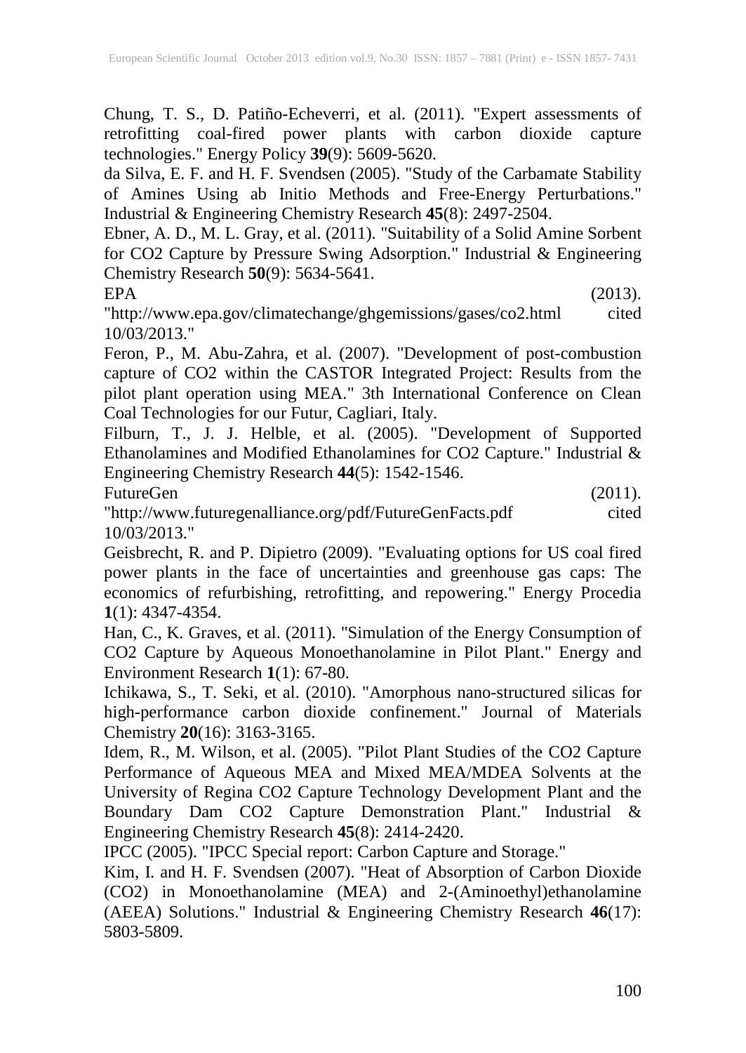Chung, T. S., D. Patiño-Echeverri, et al. (2011). "Expert assessments of retrofitting coal-fired power plants with carbon dioxide capture technologies." Energy Policy **39**(9): 5609-5620.

da Silva, E. F. and H. F. Svendsen (2005). "Study of the Carbamate Stability of Amines Using ab Initio Methods and Free-Energy Perturbations." Industrial & Engineering Chemistry Research **45**(8): 2497-2504.

Ebner, A. D., M. L. Gray, et al. (2011). "Suitability of a Solid Amine Sorbent for CO2 Capture by Pressure Swing Adsorption." Industrial & Engineering Chemistry Research **50**(9): 5634-5641.

EPA (2013). "http://www.epa.gov/climatechange/ghgemissions/gases/co2.html cited 10/03/2013."

Feron, P., M. Abu-Zahra, et al. (2007). "Development of post-combustion capture of CO2 within the CASTOR Integrated Project: Results from the pilot plant operation using MEA." 3th International Conference on Clean Coal Technologies for our Futur, Cagliari, Italy.

Filburn, T., J. J. Helble, et al. (2005). "Development of Supported Ethanolamines and Modified Ethanolamines for CO2 Capture." Industrial & Engineering Chemistry Research **44**(5): 1542-1546.

FutureGen (2011). "http://www.futuregenalliance.org/pdf/FutureGenFacts.pdf cited 10/03/2013."

Geisbrecht, R. and P. Dipietro (2009). "Evaluating options for US coal fired power plants in the face of uncertainties and greenhouse gas caps: The economics of refurbishing, retrofitting, and repowering." Energy Procedia **1**(1): 4347-4354.

Han, C., K. Graves, et al. (2011). "Simulation of the Energy Consumption of CO2 Capture by Aqueous Monoethanolamine in Pilot Plant." Energy and Environment Research **1**(1): 67-80.

Ichikawa, S., T. Seki, et al. (2010). "Amorphous nano-structured silicas for high-performance carbon dioxide confinement." Journal of Materials Chemistry **20**(16): 3163-3165.

Idem, R., M. Wilson, et al. (2005). "Pilot Plant Studies of the CO2 Capture Performance of Aqueous MEA and Mixed MEA/MDEA Solvents at the University of Regina CO2 Capture Technology Development Plant and the Boundary Dam CO2 Capture Demonstration Plant." Industrial & Engineering Chemistry Research **45**(8): 2414-2420.

IPCC (2005). "IPCC Special report: Carbon Capture and Storage."

Kim, I. and H. F. Svendsen (2007). "Heat of Absorption of Carbon Dioxide (CO2) in Monoethanolamine (MEA) and 2-(Aminoethyl)ethanolamine (AEEA) Solutions." Industrial & Engineering Chemistry Research **46**(17): 5803-5809.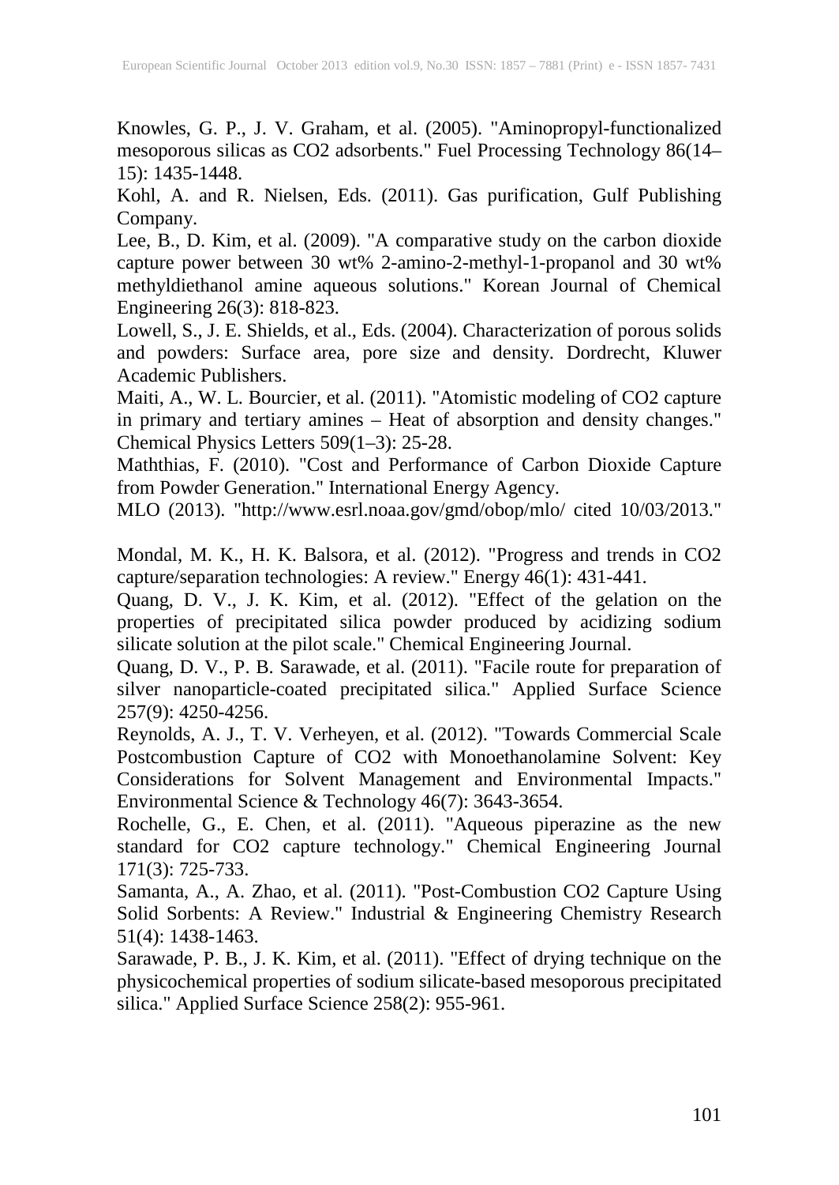Knowles, G. P., J. V. Graham, et al. (2005). "Aminopropyl-functionalized mesoporous silicas as CO2 adsorbents." Fuel Processing Technology 86(14–15): 1435-1448.

Kohl, A. and R. Nielsen, Eds. (2011). Gas purification, Gulf Publishing Company.

Lee, B., D. Kim, et al. (2009). "A comparative study on the carbon dioxide capture power between 30 wt% 2-amino-2-methyl-1-propanol and 30 wt% methyldiethanol amine aqueous solutions." Korean Journal of Chemical Engineering 26(3): 818-823.

Lowell, S., J. E. Shields, et al., Eds. (2004). Characterization of porous solids and powders: Surface area, pore size and density. Dordrecht, Kluwer Academic Publishers.

Maiti, A., W. L. Bourcier, et al. (2011). "Atomistic modeling of CO2 capture in primary and tertiary amines – Heat of absorption and density changes." Chemical Physics Letters 509(1–3): 25-28.

Maththias, F. (2010). "Cost and Performance of Carbon Dioxide Capture from Powder Generation." International Energy Agency.

MLO (2013). "http://www.esrl.noaa.gov/gmd/obop/mlo/ cited 10/03/2013."

Mondal, M. K., H. K. Balsora, et al. (2012). "Progress and trends in CO2 capture/separation technologies: A review." Energy 46(1): 431-441.

Quang, D. V., J. K. Kim, et al. (2012). "Effect of the gelation on the properties of precipitated silica powder produced by acidizing sodium silicate solution at the pilot scale." Chemical Engineering Journal.

Quang, D. V., P. B. Sarawade, et al. (2011). "Facile route for preparation of silver nanoparticle-coated precipitated silica." Applied Surface Science 257(9): 4250-4256.

Reynolds, A. J., T. V. Verheyen, et al. (2012). "Towards Commercial Scale Postcombustion Capture of CO2 with Monoethanolamine Solvent: Key Considerations for Solvent Management and Environmental Impacts." Environmental Science & Technology 46(7): 3643-3654.

Rochelle, G., E. Chen, et al. (2011). "Aqueous piperazine as the new standard for CO2 capture technology." Chemical Engineering Journal 171(3): 725-733.

Samanta, A., A. Zhao, et al. (2011). "Post-Combustion CO2 Capture Using Solid Sorbents: A Review." Industrial & Engineering Chemistry Research 51(4): 1438-1463.

Sarawade, P. B., J. K. Kim, et al. (2011). "Effect of drying technique on the physicochemical properties of sodium silicate-based mesoporous precipitated silica." Applied Surface Science 258(2): 955-961.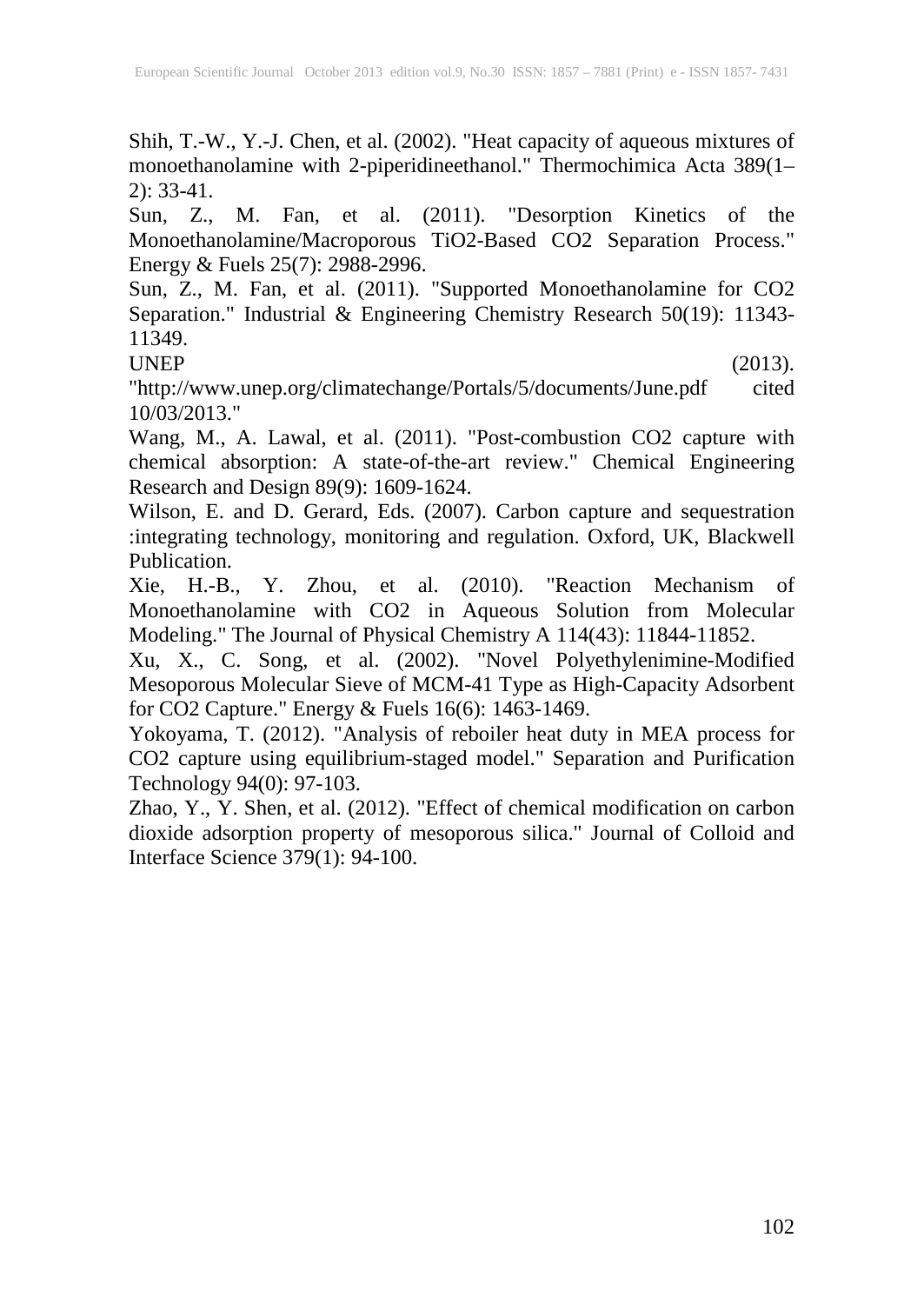Shih, T.-W., Y.-J. Chen, et al. (2002). "Heat capacity of aqueous mixtures of monoethanolamine with 2-piperidineethanol." Thermochimica Acta 389(1–2): 33-41.

Sun, Z., M. Fan, et al. (2011). "Desorption Kinetics of the Monoethanolamine/Macroporous TiO2-Based CO2 Separation Process." Energy & Fuels 25(7): 2988-2996.

Sun, Z., M. Fan, et al. (2011). "Supported Monoethanolamine for CO2 Separation." Industrial & Engineering Chemistry Research 50(19): 11343-11349.

UNEP (2013). "http://www.unep.org/climatechange/Portals/5/documents/June.pdf cited 10/03/2013."

Wang, M., A. Lawal, et al. (2011). "Post-combustion CO2 capture with chemical absorption: A state-of-the-art review." Chemical Engineering Research and Design 89(9): 1609-1624.

Wilson, E. and D. Gerard, Eds. (2007). Carbon capture and sequestration :integrating technology, monitoring and regulation. Oxford, UK, Blackwell Publication.

Xie, H.-B., Y. Zhou, et al. (2010). "Reaction Mechanism of Monoethanolamine with CO2 in Aqueous Solution from Molecular Modeling." The Journal of Physical Chemistry A 114(43): 11844-11852.

Xu, X., C. Song, et al. (2002). "Novel Polyethylenimine-Modified Mesoporous Molecular Sieve of MCM-41 Type as High-Capacity Adsorbent for CO2 Capture." Energy & Fuels 16(6): 1463-1469.

Yokoyama, T. (2012). "Analysis of reboiler heat duty in MEA process for CO2 capture using equilibrium-staged model." Separation and Purification Technology 94(0): 97-103.

Zhao, Y., Y. Shen, et al. (2012). "Effect of chemical modification on carbon dioxide adsorption property of mesoporous silica." Journal of Colloid and Interface Science 379(1): 94-100.